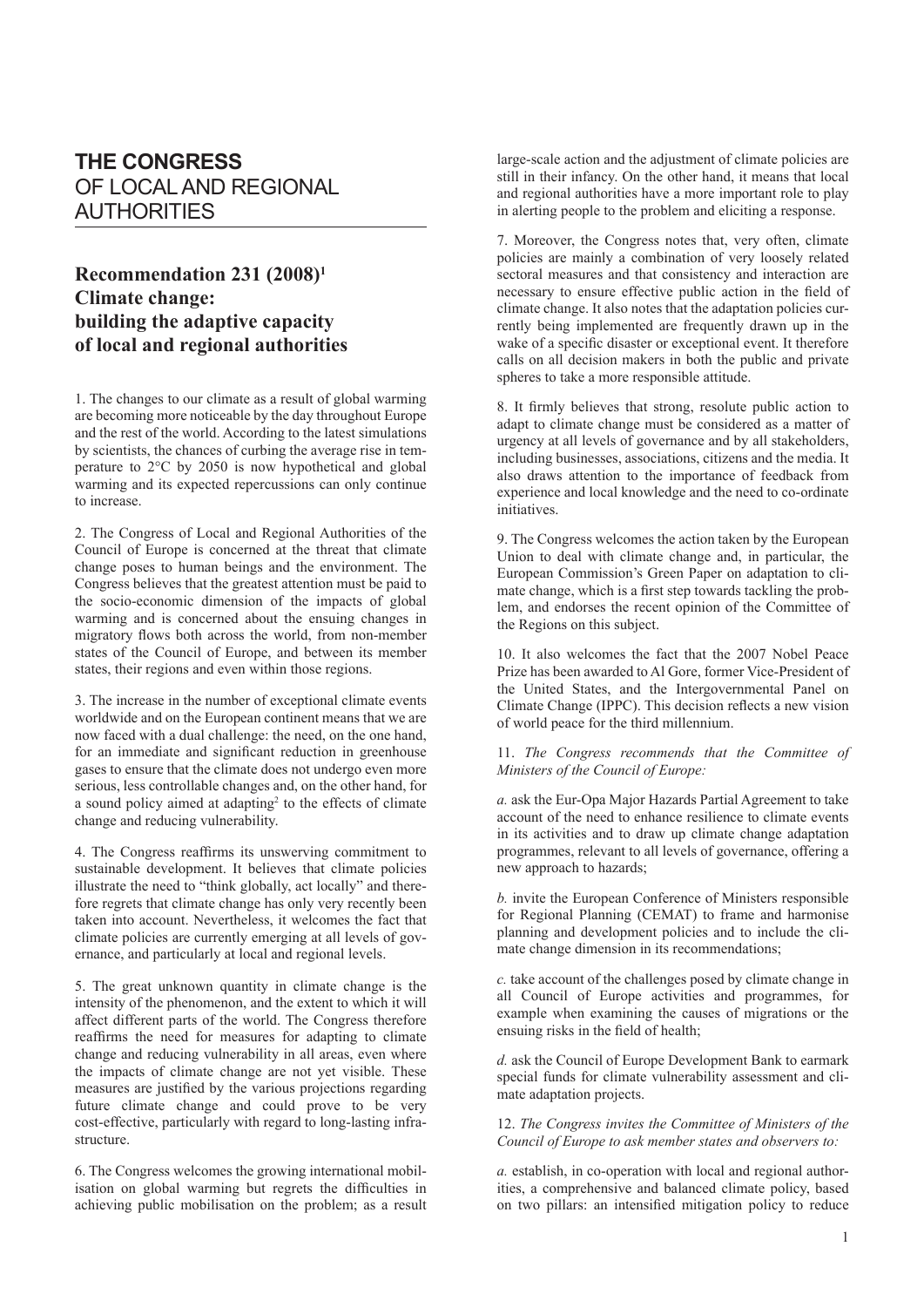# THE CONGRESS OF LOCAL AND REGIONAL AUTHORITIES

## Recommendation 231 (2008)[1] Climate change: building the adaptive capacity of local and regional authorities

1. The changes to our climate as a result of global warming are becoming more noticeable by the day throughout Europe and the rest of the world. According to the latest simulations by scientists, the chances of curbing the average rise in temperature to 2°C by 2050 is now hypothetical and global warming and its expected repercussions can only continue to increase.

2. The Congress of Local and Regional Authorities of the Council of Europe is concerned at the threat that climate change poses to human beings and the environment. The Congress believes that the greatest attention must be paid to the socio-economic dimension of the impacts of global warming and is concerned about the ensuing changes in migratory flows both across the world, from non-member states of the Council of Europe, and between its member states, their regions and even within those regions.

3. The increase in the number of exceptional climate events worldwide and on the European continent means that we are now faced with a dual challenge: the need, on the one hand, for an immediate and significant reduction in greenhouse gases to ensure that the climate does not undergo even more serious, less controllable changes and, on the other hand, for a sound policy aimed at adapting[2] to the effects of climate change and reducing vulnerability.

4. The Congress reaffirms its unswerving commitment to sustainable development. It believes that climate policies illustrate the need to "think globally, act locally" and therefore regrets that climate change has only very recently been taken into account. Nevertheless, it welcomes the fact that climate policies are currently emerging at all levels of governance, and particularly at local and regional levels.

5. The great unknown quantity in climate change is the intensity of the phenomenon, and the extent to which it will affect different parts of the world. The Congress therefore reaffirms the need for measures for adapting to climate change and reducing vulnerability in all areas, even where the impacts of climate change are not yet visible. These measures are justified by the various projections regarding future climate change and could prove to be very cost-effective, particularly with regard to long-lasting infrastructure.

6. The Congress welcomes the growing international mobilisation on global warming but regrets the difficulties in achieving public mobilisation on the problem; as a result large-scale action and the adjustment of climate policies are still in their infancy. On the other hand, it means that local and regional authorities have a more important role to play in alerting people to the problem and eliciting a response.

7. Moreover, the Congress notes that, very often, climate policies are mainly a combination of very loosely related sectoral measures and that consistency and interaction are necessary to ensure effective public action in the field of climate change. It also notes that the adaptation policies currently being implemented are frequently drawn up in the wake of a specific disaster or exceptional event. It therefore calls on all decision makers in both the public and private spheres to take a more responsible attitude.

8. It firmly believes that strong, resolute public action to adapt to climate change must be considered as a matter of urgency at all levels of governance and by all stakeholders, including businesses, associations, citizens and the media. It also draws attention to the importance of feedback from experience and local knowledge and the need to co-ordinate initiatives.

9. The Congress welcomes the action taken by the European Union to deal with climate change and, in particular, the European Commission's Green Paper on adaptation to climate change, which is a first step towards tackling the problem, and endorses the recent opinion of the Committee of the Regions on this subject.

10. It also welcomes the fact that the 2007 Nobel Peace Prize has been awarded to Al Gore, former Vice-President of the United States, and the Intergovernmental Panel on Climate Change (IPPC). This decision reflects a new vision of world peace for the third millennium.

11. *The Congress recommends that the Committee of Ministers of the Council of Europe:*

*a.* ask the Eur-Opa Major Hazards Partial Agreement to take account of the need to enhance resilience to climate events in its activities and to draw up climate change adaptation programmes, relevant to all levels of governance, offering a new approach to hazards;

*b.* invite the European Conference of Ministers responsible for Regional Planning (CEMAT) to frame and harmonise planning and development policies and to include the climate change dimension in its recommendations;

*c.* take account of the challenges posed by climate change in all Council of Europe activities and programmes, for example when examining the causes of migrations or the ensuing risks in the field of health;

*d.* ask the Council of Europe Development Bank to earmark special funds for climate vulnerability assessment and climate adaptation projects.

12. *The Congress invites the Committee of Ministers of the Council of Europe to ask member states and observers to:*

*a.* establish, in co-operation with local and regional authorities, a comprehensive and balanced climate policy, based on two pillars: an intensified mitigation policy to reduce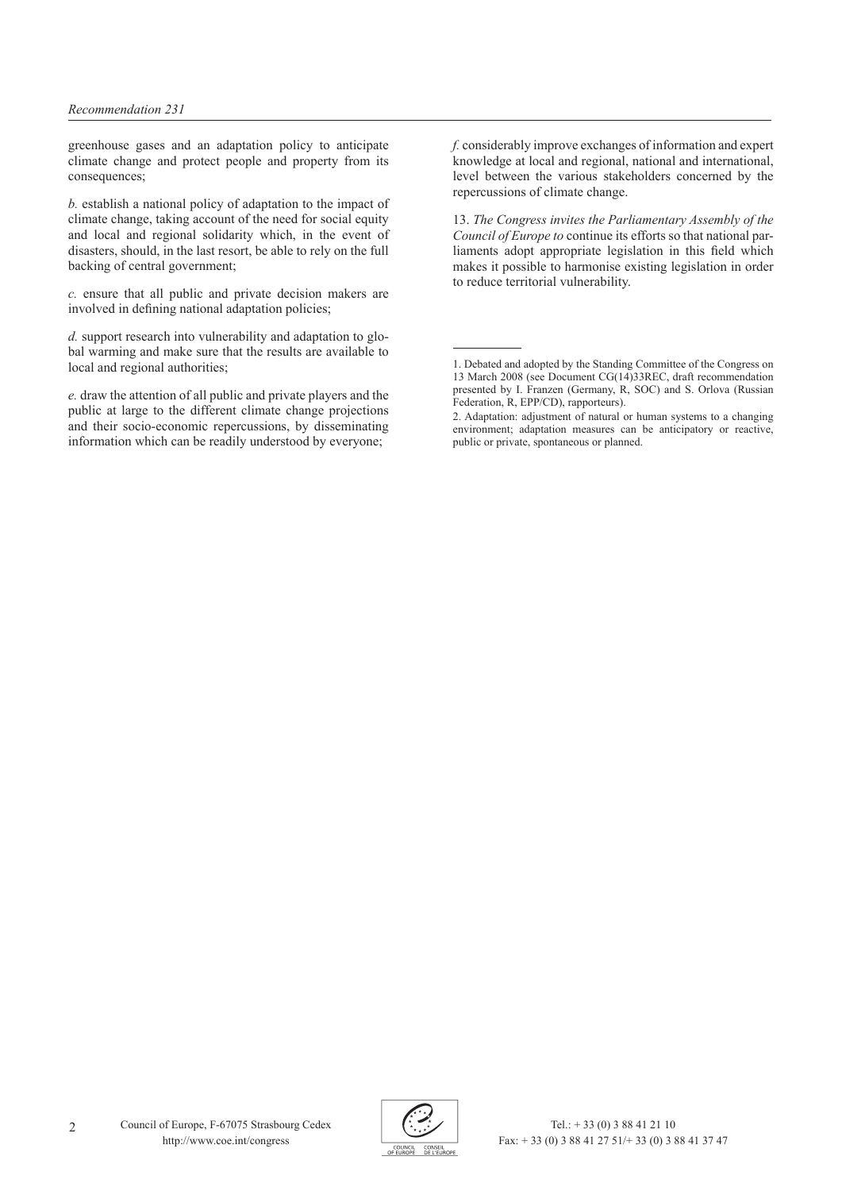greenhouse gases and an adaptation policy to anticipate climate change and protect people and property from its consequences;

*b.* establish a national policy of adaptation to the impact of climate change, taking account of the need for social equity and local and regional solidarity which, in the event of disasters, should, in the last resort, be able to rely on the full backing of central government;

*c.* ensure that all public and private decision makers are involved in defining national adaptation policies;

*d.* support research into vulnerability and adaptation to global warming and make sure that the results are available to local and regional authorities;

*e.* draw the attention of all public and private players and the public at large to the different climate change projections and their socio-economic repercussions, by disseminating information which can be readily understood by everyone;

*f.* considerably improve exchanges of information and expert knowledge at local and regional, national and international, level between the various stakeholders concerned by the repercussions of climate change.

13. *The Congress invites the Parliamentary Assembly of the Council of Europe to* continue its efforts so that national parliaments adopt appropriate legislation in this field which makes it possible to harmonise existing legislation in order to reduce territorial vulnerability.

---

1. Debated and adopted by the Standing Committee of the Congress on 13 March 2008 (see Document CG(14)33REC, draft recommendation presented by I. Franzen (Germany, R, SOC) and S. Orlova (Russian Federation, R, EPP/CD), rapporteurs).

2. Adaptation: adjustment of natural or human systems to a changing environment; adaptation measures can be anticipatory or reactive, public or private, spontaneous or planned.